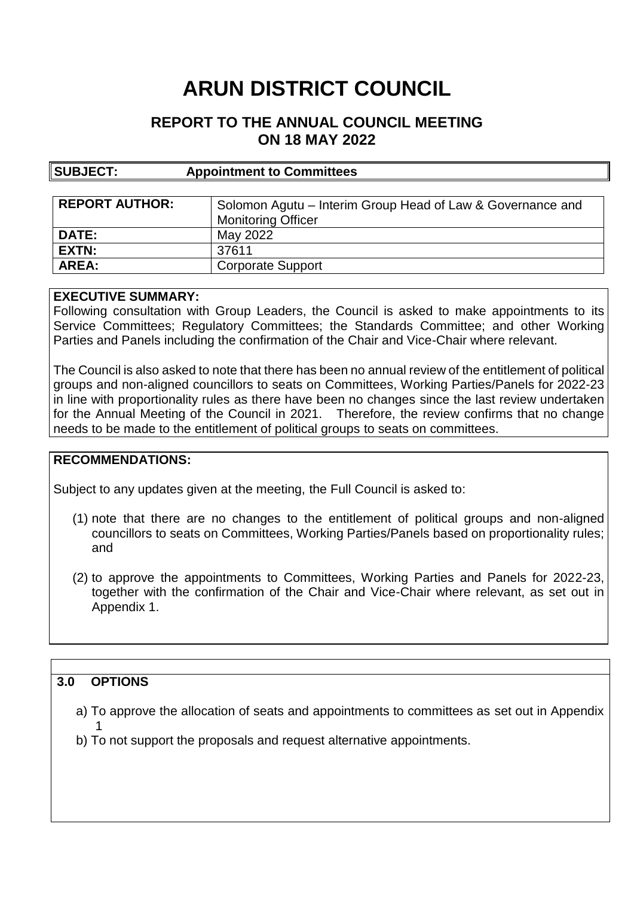# ARUN DISTRICT COUNCIL

## REPORT TO THE ANNUAL COUNCIL MEETING ON 18 MAY 2022

**SUBJECT: Appointment to Committees**

| | |
|---|---|
| **REPORT AUTHOR:** | Solomon Agutu – Interim Group Head of Law & Governance and Monitoring Officer |
| **DATE:** | May 2022 |
| **EXTN:** | 37611 |
| **AREA:** | Corporate Support |

**EXECUTIVE SUMMARY:**

Following consultation with Group Leaders, the Council is asked to make appointments to its Service Committees; Regulatory Committees; the Standards Committee; and other Working Parties and Panels including the confirmation of the Chair and Vice-Chair where relevant.

The Council is also asked to note that there has been no annual review of the entitlement of political groups and non-aligned councillors to seats on Committees, Working Parties/Panels for 2022-23 in line with proportionality rules as there have been no changes since the last review undertaken for the Annual Meeting of the Council in 2021. Therefore, the review confirms that no change needs to be made to the entitlement of political groups to seats on committees.

**RECOMMENDATIONS:**

Subject to any updates given at the meeting, the Full Council is asked to:

(1) note that there are no changes to the entitlement of political groups and non-aligned councillors to seats on Committees, Working Parties/Panels based on proportionality rules; and

(2) to approve the appointments to Committees, Working Parties and Panels for 2022-23, together with the confirmation of the Chair and Vice-Chair where relevant, as set out in Appendix 1.

**3.0 OPTIONS**

a) To approve the allocation of seats and appointments to committees as set out in Appendix 1

b) To not support the proposals and request alternative appointments.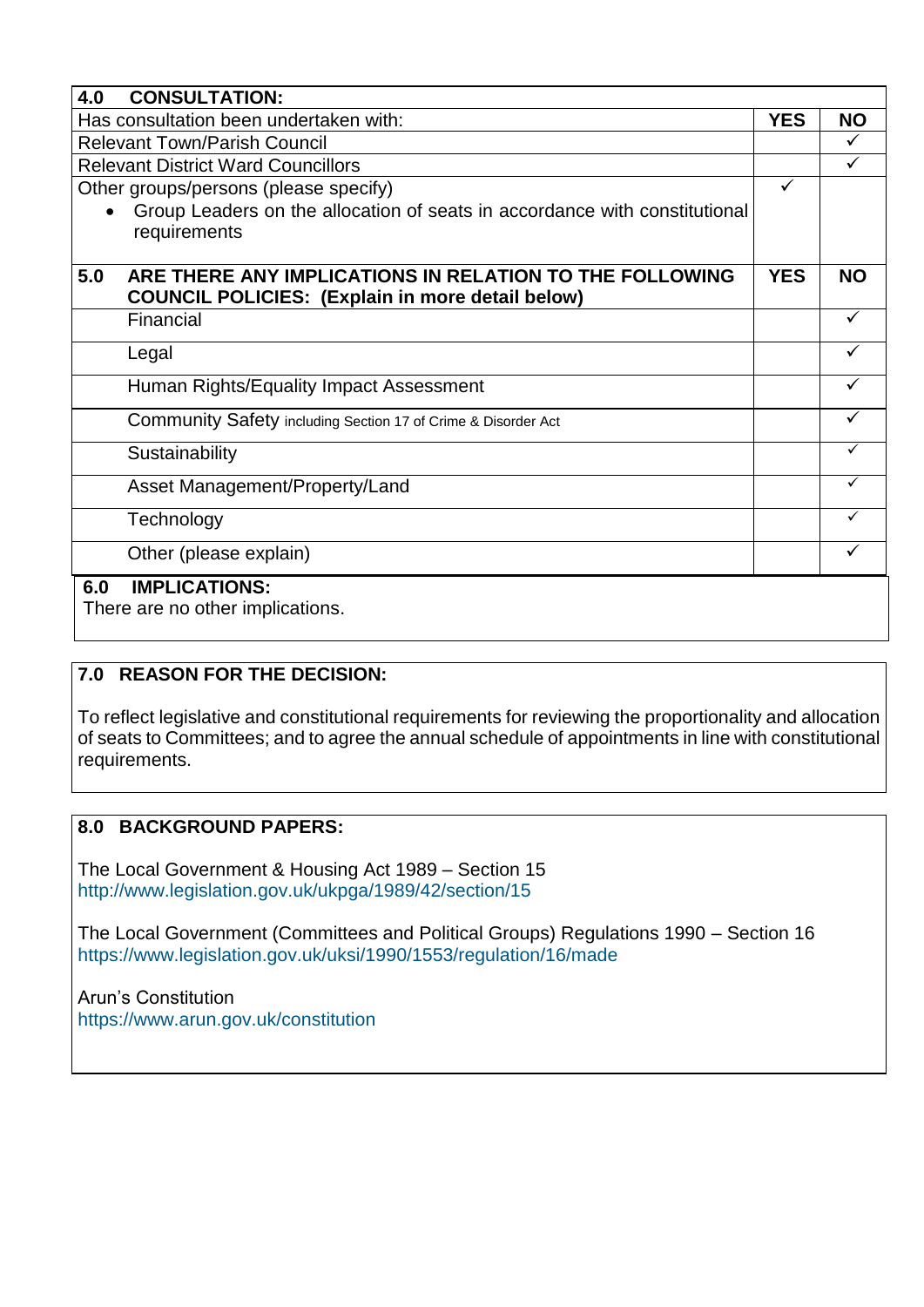| 4.0 CONSULTATION: | | |
|---|---|---|
| Has consultation been undertaken with: | **YES** | **NO** |
| Relevant Town/Parish Council | | ✓ |
| Relevant District Ward Councillors | | ✓ |
| Other groups/persons (please specify)<br>• Group Leaders on the allocation of seats in accordance with constitutional requirements | ✓ | |

| **5.0 ARE THERE ANY IMPLICATIONS IN RELATION TO THE FOLLOWING COUNCIL POLICIES: (Explain in more detail below)** | **YES** | **NO** |
|---|---|---|
| Financial | | ✓ |
| Legal | | ✓ |
| Human Rights/Equality Impact Assessment | | ✓ |
| Community Safety including Section 17 of Crime & Disorder Act | | ✓ |
| Sustainability | | ✓ |
| Asset Management/Property/Land | | ✓ |
| Technology | | ✓ |
| Other (please explain) | | ✓ |

## 6.0 IMPLICATIONS:

There are no other implications.

## 7.0 REASON FOR THE DECISION:

To reflect legislative and constitutional requirements for reviewing the proportionality and allocation of seats to Committees; and to agree the annual schedule of appointments in line with constitutional requirements.

## 8.0 BACKGROUND PAPERS:

The Local Government & Housing Act 1989 – Section 15
http://www.legislation.gov.uk/ukpga/1989/42/section/15

The Local Government (Committees and Political Groups) Regulations 1990 – Section 16
https://www.legislation.gov.uk/uksi/1990/1553/regulation/16/made

Arun's Constitution
https://www.arun.gov.uk/constitution